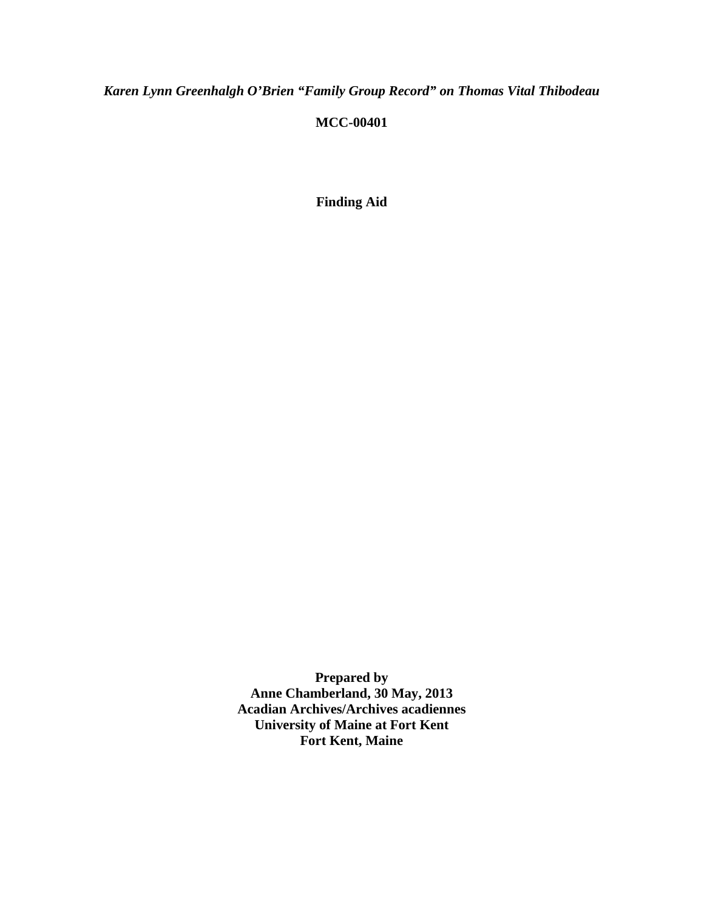***Karen Lynn Greenhalgh O'Brien "Family Group Record" on Thomas Vital Thibodeau***

**MCC-00401**

**Finding Aid**

**Prepared by**
**Anne Chamberland, 30 May, 2013**
**Acadian Archives/Archives acadiennes**
**University of Maine at Fort Kent**
**Fort Kent, Maine**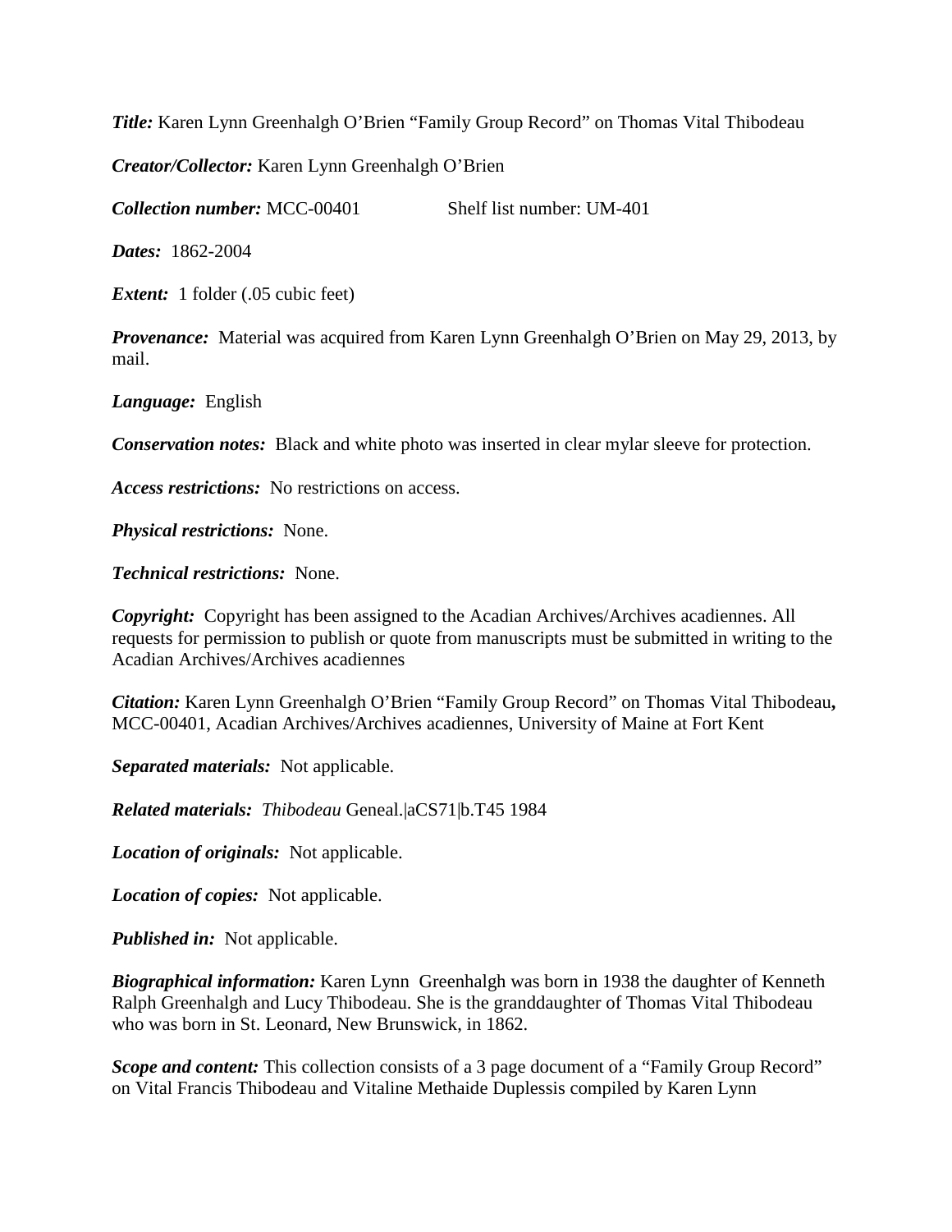***Title:*** Karen Lynn Greenhalgh O'Brien "Family Group Record" on Thomas Vital Thibodeau

***Creator/Collector:*** Karen Lynn Greenhalgh O'Brien

***Collection number:*** MCC-00401 Shelf list number: UM-401

***Dates:*** 1862-2004

***Extent:*** 1 folder (.05 cubic feet)

***Provenance:*** Material was acquired from Karen Lynn Greenhalgh O'Brien on May 29, 2013, by mail.

***Language:*** English

***Conservation notes:*** Black and white photo was inserted in clear mylar sleeve for protection.

***Access restrictions:*** No restrictions on access.

***Physical restrictions:*** None.

***Technical restrictions:*** None.

***Copyright:*** Copyright has been assigned to the Acadian Archives/Archives acadiennes. All requests for permission to publish or quote from manuscripts must be submitted in writing to the Acadian Archives/Archives acadiennes

***Citation:*** Karen Lynn Greenhalgh O'Brien "Family Group Record" on Thomas Vital Thibodeau**,** MCC-00401, Acadian Archives/Archives acadiennes, University of Maine at Fort Kent

***Separated materials:*** Not applicable.

***Related materials:*** *Thibodeau* Geneal.|aCS71|b.T45 1984

***Location of originals:*** Not applicable.

***Location of copies:*** Not applicable.

***Published in:*** Not applicable.

***Biographical information:*** Karen Lynn Greenhalgh was born in 1938 the daughter of Kenneth Ralph Greenhalgh and Lucy Thibodeau. She is the granddaughter of Thomas Vital Thibodeau who was born in St. Leonard, New Brunswick, in 1862.

***Scope and content:*** This collection consists of a 3 page document of a "Family Group Record" on Vital Francis Thibodeau and Vitaline Methaide Duplessis compiled by Karen Lynn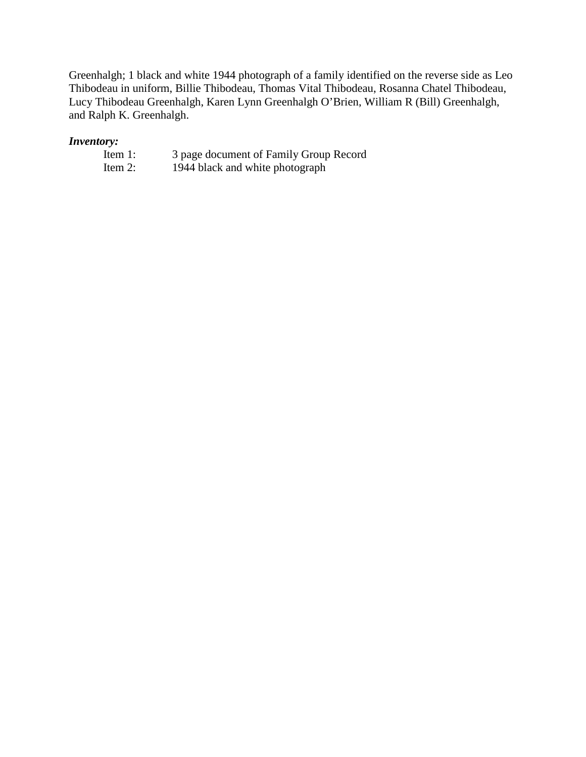Greenhalgh; 1 black and white 1944 photograph of a family identified on the reverse side as Leo Thibodeau in uniform, Billie Thibodeau, Thomas Vital Thibodeau, Rosanna Chatel Thibodeau, Lucy Thibodeau Greenhalgh, Karen Lynn Greenhalgh O'Brien, William R (Bill) Greenhalgh, and Ralph K. Greenhalgh.

***Inventory:***

Item 1: 3 page document of Family Group Record

Item 2: 1944 black and white photograph